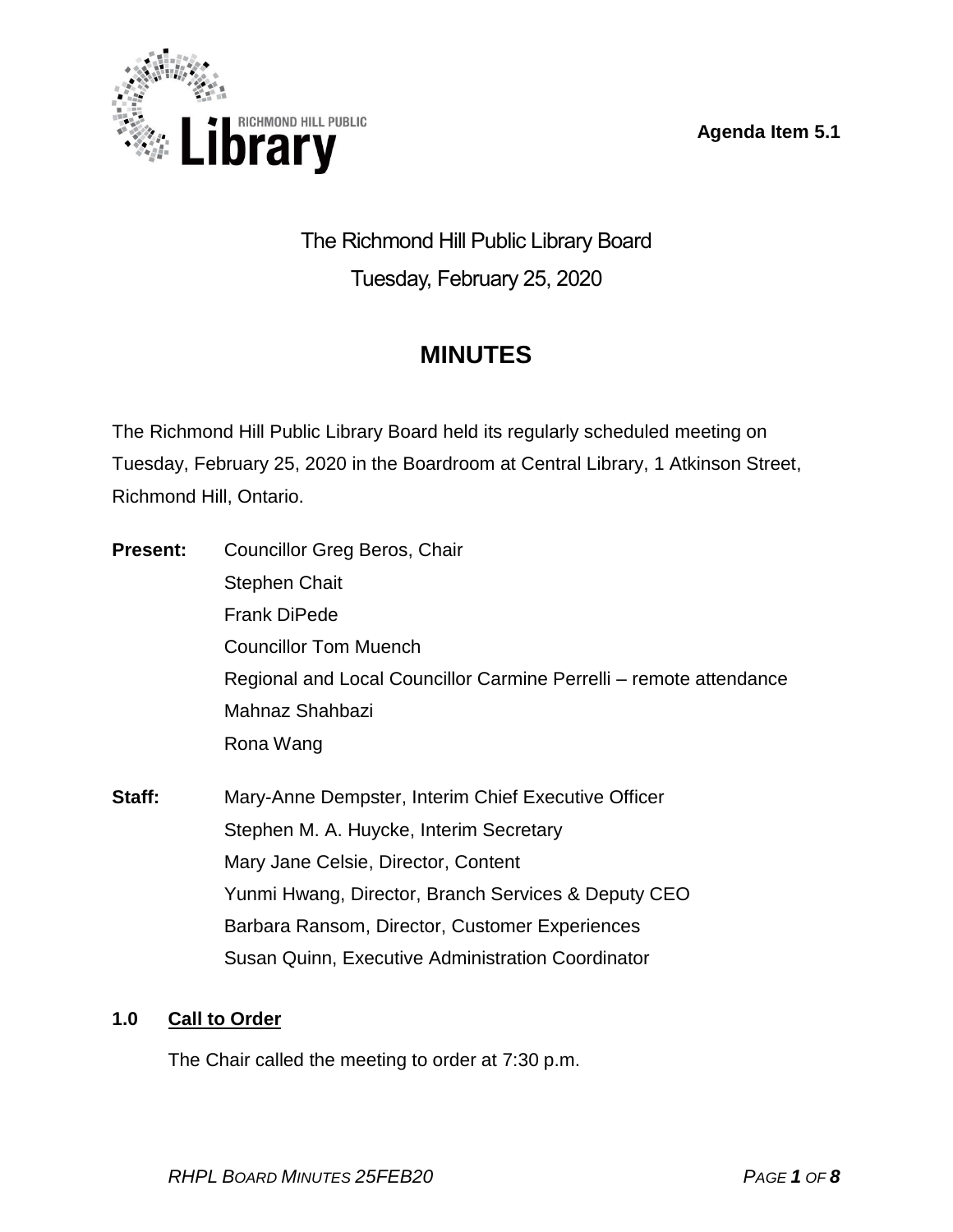Agenda Item 5.1

# The Richmond Hill Public Library Board

Tuesday, February 25, 2020

## MINUTES

The Richmond Hill Public Library Board held its regularly scheduled meeting on Tuesday, February 25, 2020 in the Boardroom at Central Library, 1 Atkinson Street, Richmond Hill, Ontario.

**Present:**
- Councillor Greg Beros, Chair
- Stephen Chait
- Frank DiPede
- Councillor Tom Muench
- Regional and Local Councillor Carmine Perrelli – remote attendance
- Mahnaz Shahbazi
- Rona Wang

**Staff:**
- Mary-Anne Dempster, Interim Chief Executive Officer
- Stephen M. A. Huycke, Interim Secretary
- Mary Jane Celsie, Director, Content
- Yunmi Hwang, Director, Branch Services & Deputy CEO
- Barbara Ransom, Director, Customer Experiences
- Susan Quinn, Executive Administration Coordinator

### 1.0 Call to Order

The Chair called the meeting to order at 7:30 p.m.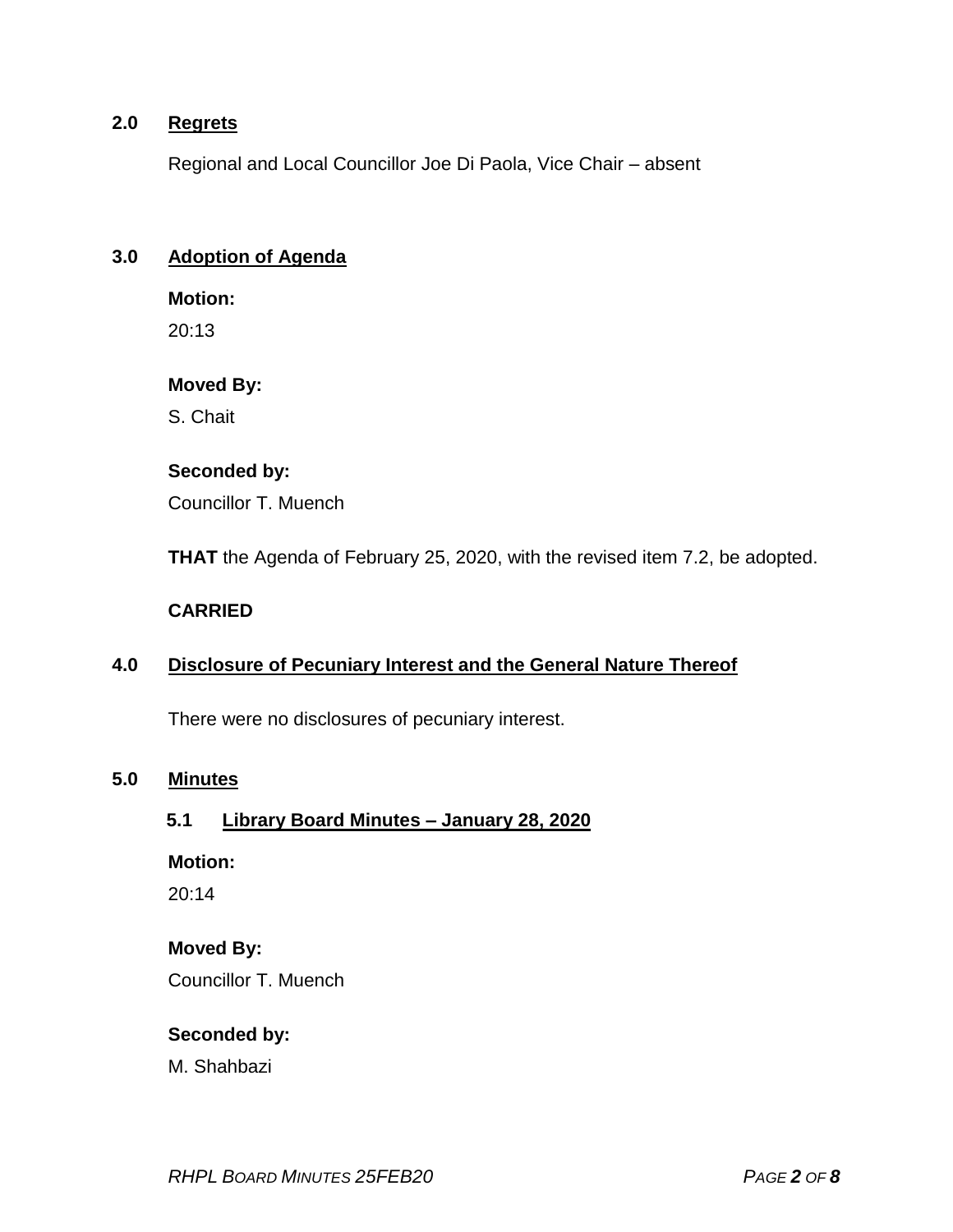## 2.0 Regrets

Regional and Local Councillor Joe Di Paola, Vice Chair – absent

## 3.0 Adoption of Agenda

**Motion:**

20:13

**Moved By:**

S. Chait

**Seconded by:**

Councillor T. Muench

**THAT** the Agenda of February 25, 2020, with the revised item 7.2, be adopted.

**CARRIED**

## 4.0 Disclosure of Pecuniary Interest and the General Nature Thereof

There were no disclosures of pecuniary interest.

## 5.0 Minutes

### 5.1 Library Board Minutes – January 28, 2020

**Motion:**

20:14

**Moved By:**

Councillor T. Muench

**Seconded by:**

M. Shahbazi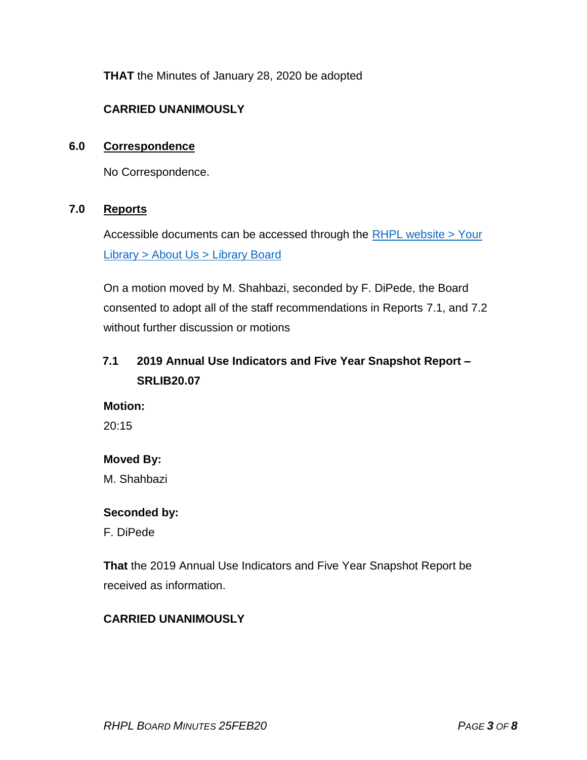**THAT** the Minutes of January 28, 2020 be adopted

**CARRIED UNANIMOUSLY**

## 6.0 Correspondence

No Correspondence.

## 7.0 Reports

Accessible documents can be accessed through the [RHPL website > Your Library > About Us > Library Board]

On a motion moved by M. Shahbazi, seconded by F. DiPede, the Board consented to adopt all of the staff recommendations in Reports 7.1, and 7.2 without further discussion or motions

### 7.1 2019 Annual Use Indicators and Five Year Snapshot Report – SRLIB20.07

**Motion:**
20:15

**Moved By:**
M. Shahbazi

**Seconded by:**
F. DiPede

**That** the 2019 Annual Use Indicators and Five Year Snapshot Report be received as information.

**CARRIED UNANIMOUSLY**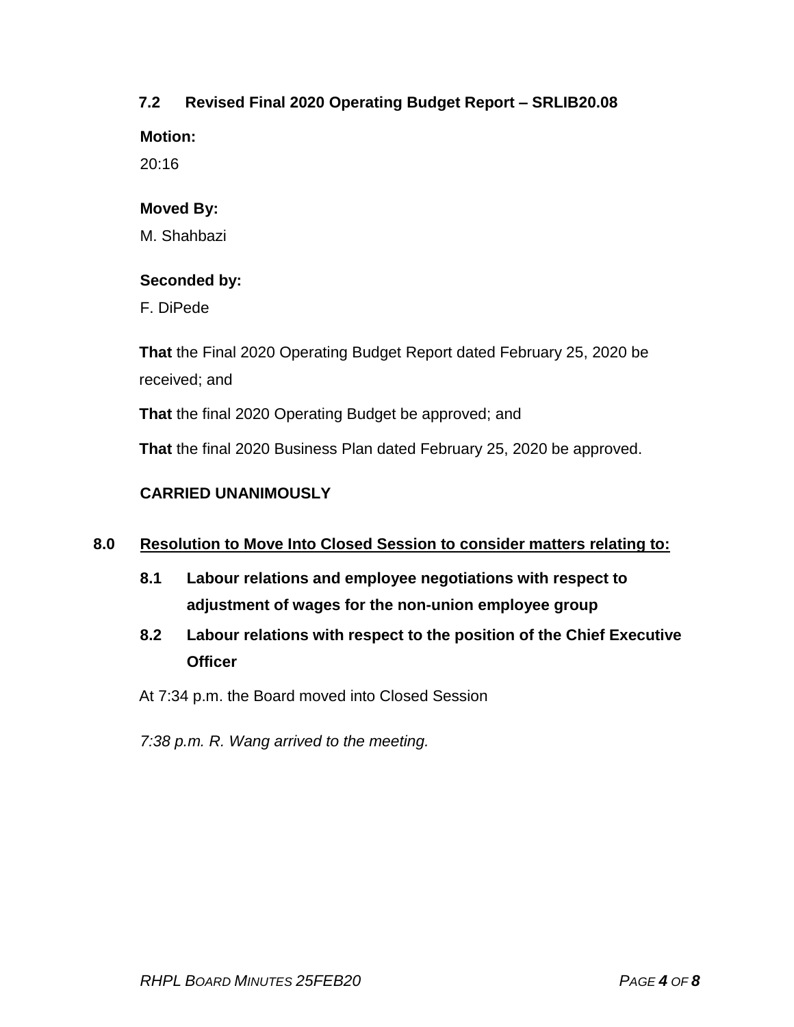### 7.2 Revised Final 2020 Operating Budget Report – SRLIB20.08

**Motion:**

20:16

**Moved By:**

M. Shahbazi

**Seconded by:**

F. DiPede

**That** the Final 2020 Operating Budget Report dated February 25, 2020 be received; and

**That** the final 2020 Operating Budget be approved; and

**That** the final 2020 Business Plan dated February 25, 2020 be approved.

**CARRIED UNANIMOUSLY**

## 8.0 Resolution to Move Into Closed Session to consider matters relating to:

### 8.1 Labour relations and employee negotiations with respect to adjustment of wages for the non-union employee group

### 8.2 Labour relations with respect to the position of the Chief Executive Officer

At 7:34 p.m. the Board moved into Closed Session

*7:38 p.m. R. Wang arrived to the meeting.*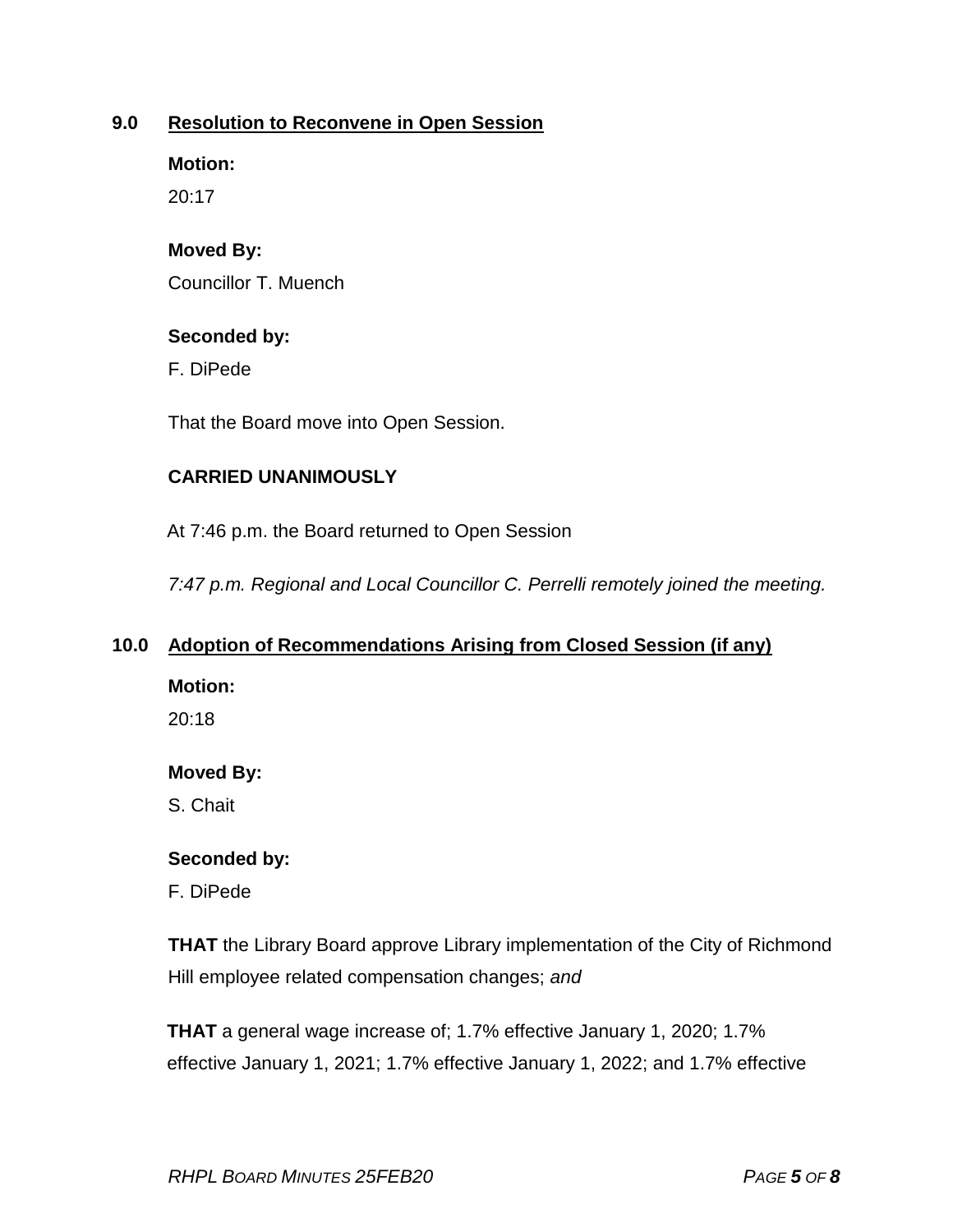## 9.0 Resolution to Reconvene in Open Session

**Motion:**

20:17

**Moved By:**

Councillor T. Muench

**Seconded by:**

F. DiPede

That the Board move into Open Session.

**CARRIED UNANIMOUSLY**

At 7:46 p.m. the Board returned to Open Session

*7:47 p.m. Regional and Local Councillor C. Perrelli remotely joined the meeting.*

## 10.0 Adoption of Recommendations Arising from Closed Session (if any)

**Motion:**

20:18

**Moved By:**

S. Chait

**Seconded by:**

F. DiPede

**THAT** the Library Board approve Library implementation of the City of Richmond Hill employee related compensation changes; *and*

**THAT** a general wage increase of; 1.7% effective January 1, 2020; 1.7% effective January 1, 2021; 1.7% effective January 1, 2022; and 1.7% effective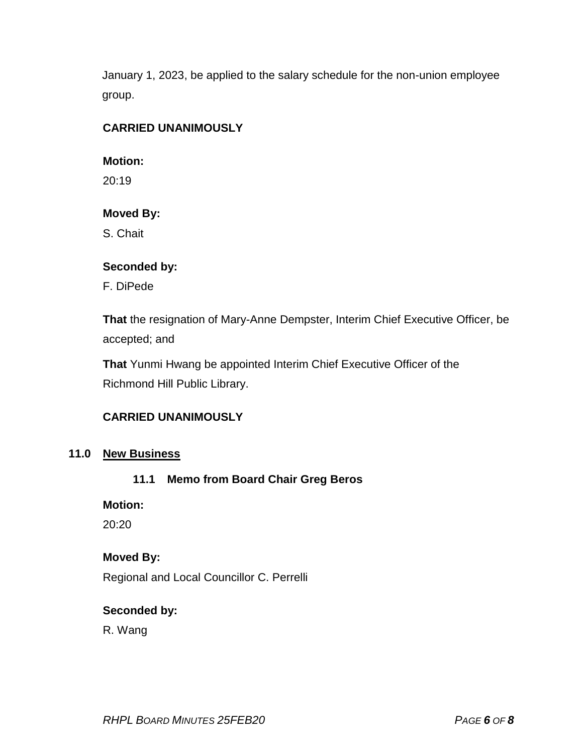January 1, 2023, be applied to the salary schedule for the non-union employee group.

**CARRIED UNANIMOUSLY**

**Motion:**
20:19

**Moved By:**
S. Chait

**Seconded by:**
F. DiPede

**That** the resignation of Mary-Anne Dempster, Interim Chief Executive Officer, be accepted; and

**That** Yunmi Hwang be appointed Interim Chief Executive Officer of the Richmond Hill Public Library.

**CARRIED UNANIMOUSLY**

## 11.0 New Business

### 11.1 Memo from Board Chair Greg Beros

**Motion:**
20:20

**Moved By:**
Regional and Local Councillor C. Perrelli

**Seconded by:**
R. Wang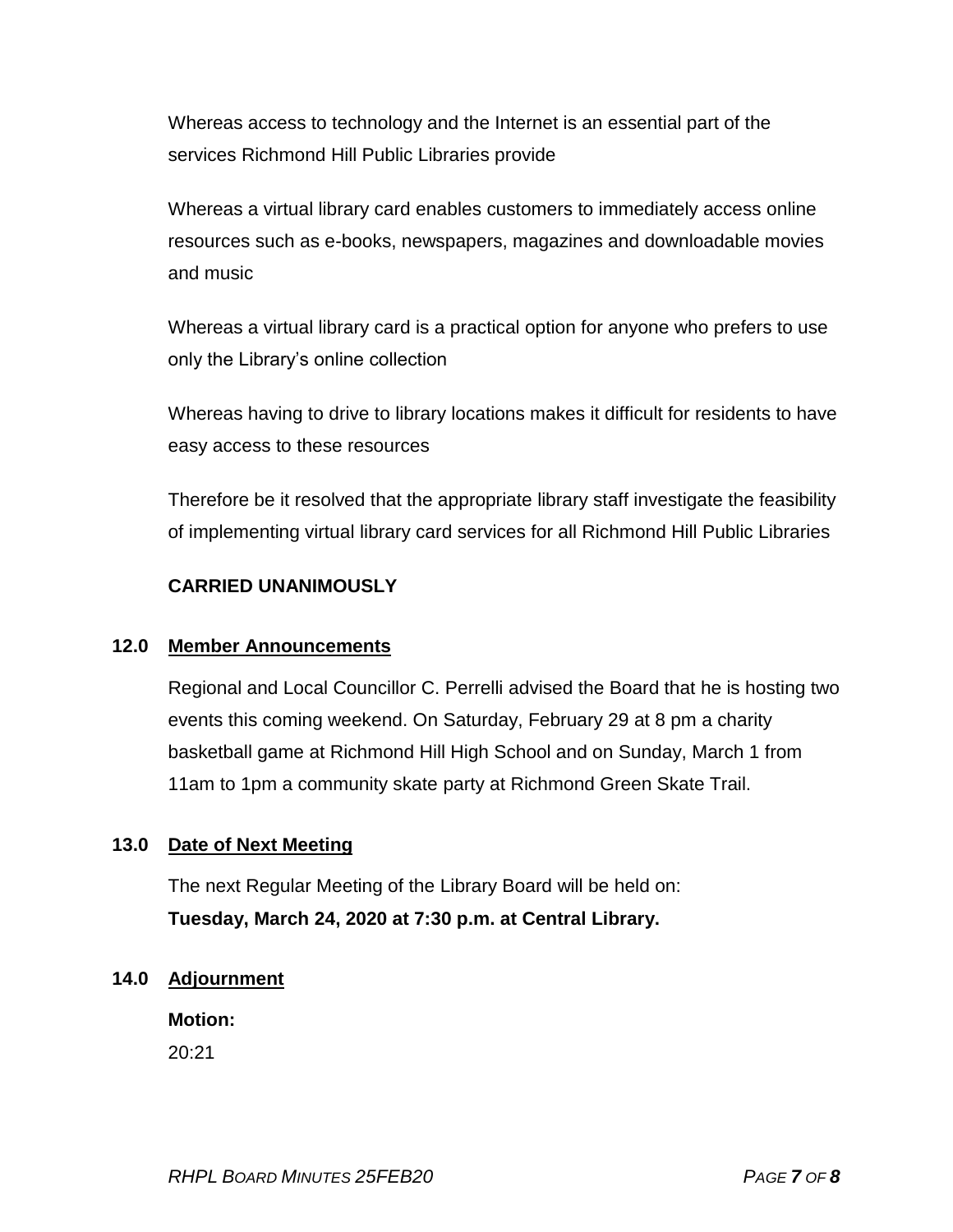Whereas access to technology and the Internet is an essential part of the services Richmond Hill Public Libraries provide

Whereas a virtual library card enables customers to immediately access online resources such as e-books, newspapers, magazines and downloadable movies and music

Whereas a virtual library card is a practical option for anyone who prefers to use only the Library's online collection

Whereas having to drive to library locations makes it difficult for residents to have easy access to these resources

Therefore be it resolved that the appropriate library staff investigate the feasibility of implementing virtual library card services for all Richmond Hill Public Libraries

**CARRIED UNANIMOUSLY**

## 12.0 Member Announcements

Regional and Local Councillor C. Perrelli advised the Board that he is hosting two events this coming weekend. On Saturday, February 29 at 8 pm a charity basketball game at Richmond Hill High School and on Sunday, March 1 from 11am to 1pm a community skate party at Richmond Green Skate Trail.

## 13.0 Date of Next Meeting

The next Regular Meeting of the Library Board will be held on:
**Tuesday, March 24, 2020 at 7:30 p.m. at Central Library.**

## 14.0 Adjournment

**Motion:**
20:21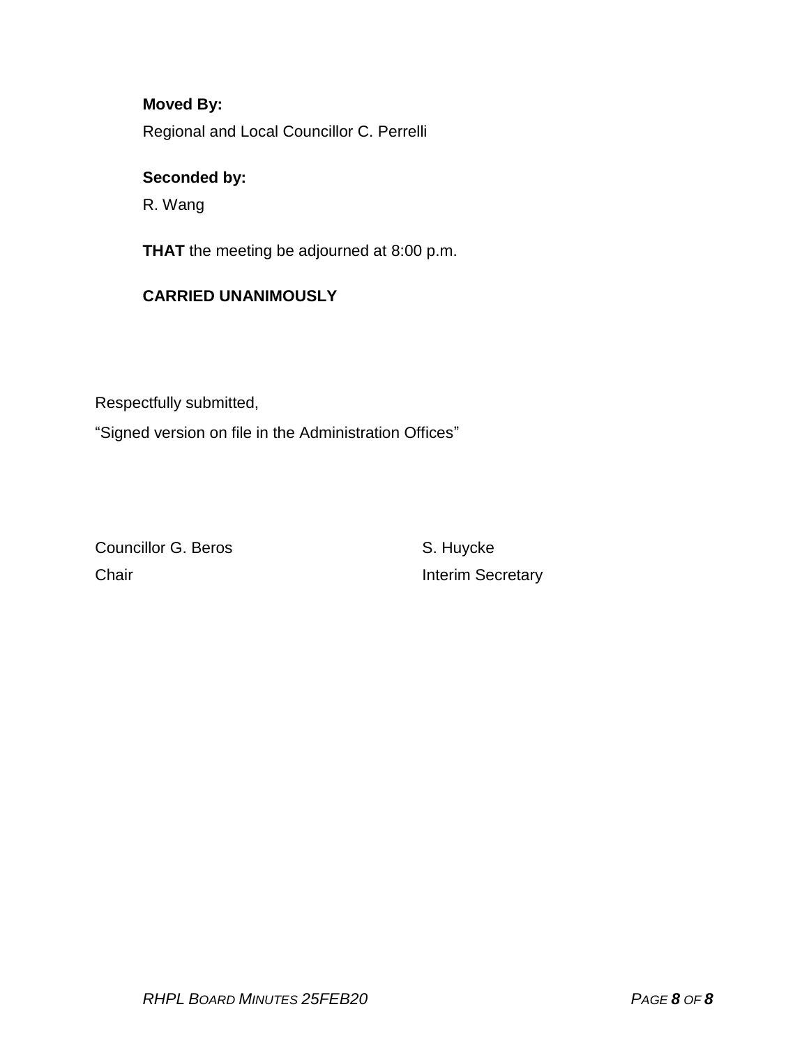**Moved By:**

Regional and Local Councillor C. Perrelli

**Seconded by:**

R. Wang

**THAT** the meeting be adjourned at 8:00 p.m.

**CARRIED UNANIMOUSLY**

Respectfully submitted,

“Signed version on file in the Administration Offices”

Councillor G. Beros
Chair

S. Huycke
Interim Secretary